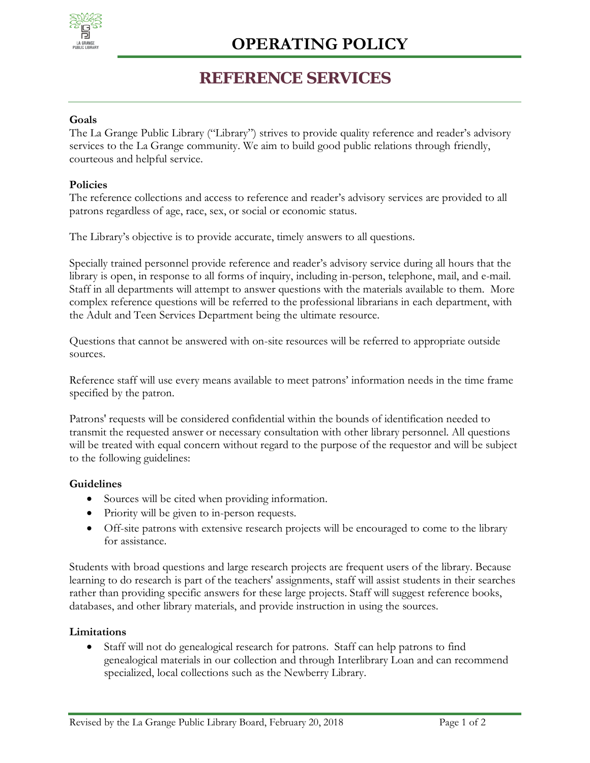# OPERATING POLICY

## REFERENCE SERVICES

**Goals**

The La Grange Public Library ("Library") strives to provide quality reference and reader's advisory services to the La Grange community. We aim to build good public relations through friendly, courteous and helpful service.

**Policies**

The reference collections and access to reference and reader's advisory services are provided to all patrons regardless of age, race, sex, or social or economic status.

The Library's objective is to provide accurate, timely answers to all questions.

Specially trained personnel provide reference and reader's advisory service during all hours that the library is open, in response to all forms of inquiry, including in-person, telephone, mail, and e-mail. Staff in all departments will attempt to answer questions with the materials available to them. More complex reference questions will be referred to the professional librarians in each department, with the Adult and Teen Services Department being the ultimate resource.

Questions that cannot be answered with on-site resources will be referred to appropriate outside sources.

Reference staff will use every means available to meet patrons' information needs in the time frame specified by the patron.

Patrons' requests will be considered confidential within the bounds of identification needed to transmit the requested answer or necessary consultation with other library personnel. All questions will be treated with equal concern without regard to the purpose of the requestor and will be subject to the following guidelines:

**Guidelines**

- Sources will be cited when providing information.
- Priority will be given to in-person requests.
- Off-site patrons with extensive research projects will be encouraged to come to the library for assistance.

Students with broad questions and large research projects are frequent users of the library. Because learning to do research is part of the teachers' assignments, staff will assist students in their searches rather than providing specific answers for these large projects. Staff will suggest reference books, databases, and other library materials, and provide instruction in using the sources.

**Limitations**

- Staff will not do genealogical research for patrons. Staff can help patrons to find genealogical materials in our collection and through Interlibrary Loan and can recommend specialized, local collections such as the Newberry Library.

Revised by the La Grange Public Library Board, February 20, 2018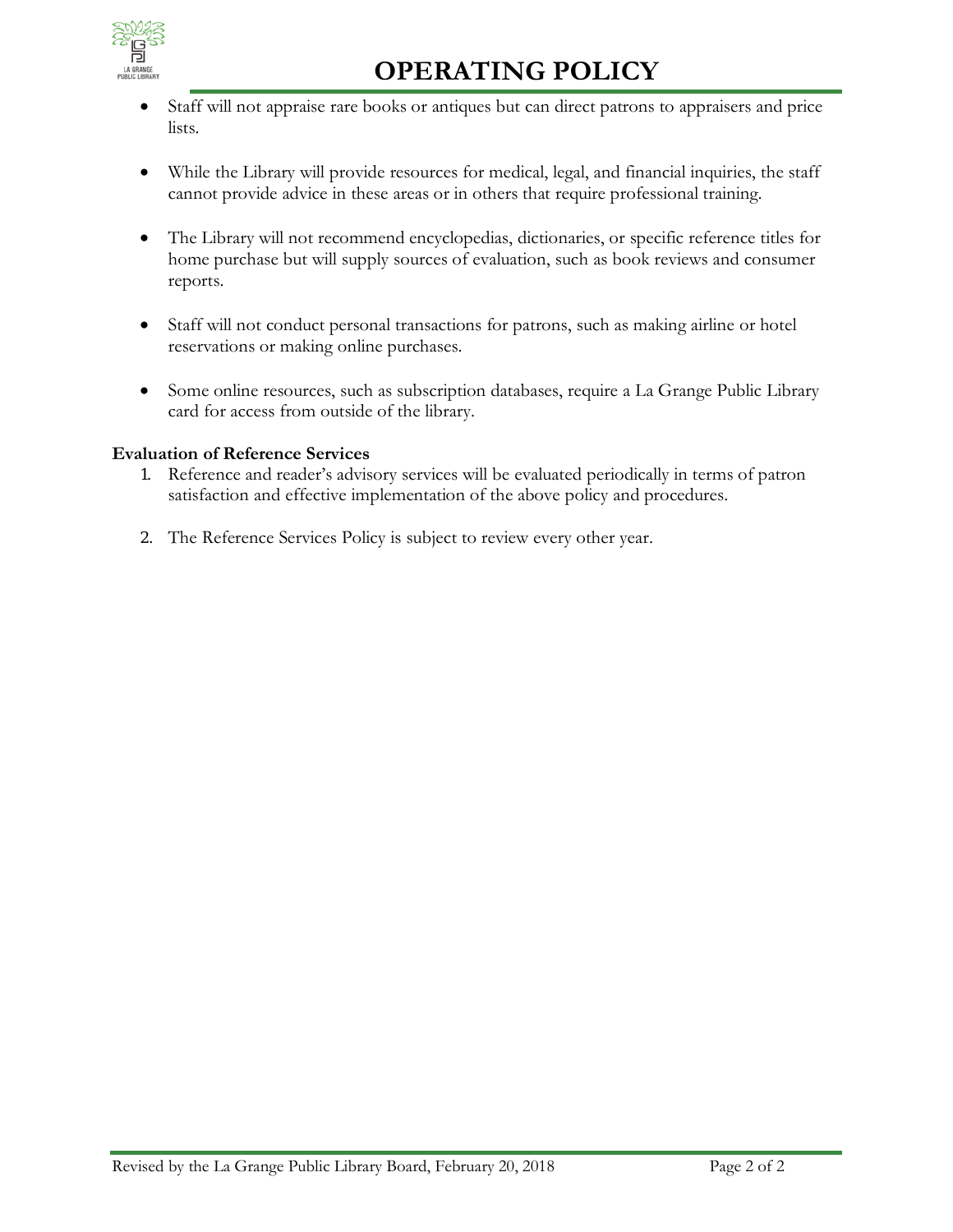- Staff will not appraise rare books or antiques but can direct patrons to appraisers and price lists.

- While the Library will provide resources for medical, legal, and financial inquiries, the staff cannot provide advice in these areas or in others that require professional training.

- The Library will not recommend encyclopedias, dictionaries, or specific reference titles for home purchase but will supply sources of evaluation, such as book reviews and consumer reports.

- Staff will not conduct personal transactions for patrons, such as making airline or hotel reservations or making online purchases.

- Some online resources, such as subscription databases, require a La Grange Public Library card for access from outside of the library.

**Evaluation of Reference Services**

1. Reference and reader's advisory services will be evaluated periodically in terms of patron satisfaction and effective implementation of the above policy and procedures.

2. The Reference Services Policy is subject to review every other year.

Revised by the La Grange Public Library Board, February 20, 2018